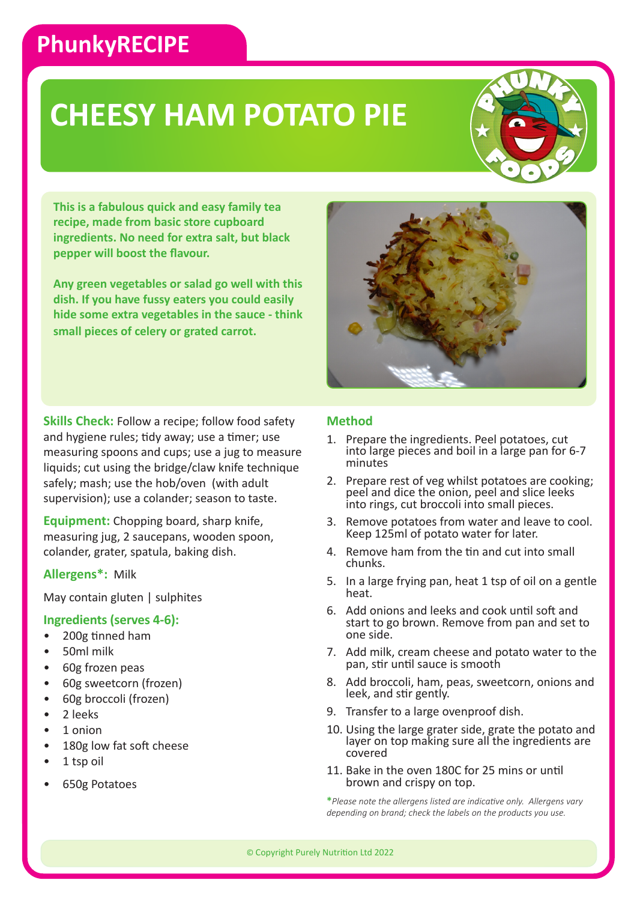PhunkyRECIPE

# CHEESY HAM POTATO PIE

**This is a fabulous quick and easy family tea recipe, made from basic store cupboard ingredients. No need for extra salt, but black pepper will boost the flavour.**

**Any green vegetables or salad go well with this dish. If you have fussy eaters you could easily hide some extra vegetables in the sauce - think small pieces of celery or grated carrot.**

**Skills Check:** Follow a recipe; follow food safety and hygiene rules; tidy away; use a timer; use measuring spoons and cups; use a jug to measure liquids; cut using the bridge/claw knife technique safely; mash; use the hob/oven (with adult supervision); use a colander; season to taste.

**Equipment:** Chopping board, sharp knife, measuring jug, 2 saucepans, wooden spoon, colander, grater, spatula, baking dish.

**Allergens*:** Milk

May contain gluten | sulphites

### Ingredients (serves 4-6):

- 200g tinned ham
- 50ml milk
- 60g frozen peas
- 60g sweetcorn (frozen)
- 60g broccoli (frozen)
- 2 leeks
- 1 onion
- 180g low fat soft cheese
- 1 tsp oil
- 650g Potatoes

### Method

1. Prepare the ingredients. Peel potatoes, cut into large pieces and boil in a large pan for 6-7 minutes
2. Prepare rest of veg whilst potatoes are cooking; peel and dice the onion, peel and slice leeks into rings, cut broccoli into small pieces.
3. Remove potatoes from water and leave to cool. Keep 125ml of potato water for later.
4. Remove ham from the tin and cut into small chunks.
5. In a large frying pan, heat 1 tsp of oil on a gentle heat.
6. Add onions and leeks and cook until soft and start to go brown. Remove from pan and set to one side.
7. Add milk, cream cheese and potato water to the pan, stir until sauce is smooth
8. Add broccoli, ham, peas, sweetcorn, onions and leek, and stir gently.
9. Transfer to a large ovenproof dish.
10. Using the large grater side, grate the potato and layer on top making sure all the ingredients are covered
11. Bake in the oven 180C for 25 mins or until brown and crispy on top.

**\***Please note the allergens listed are indicative only. Allergens vary depending on brand; check the labels on the products you use.*

© Copyright Purely Nutrition Ltd 2022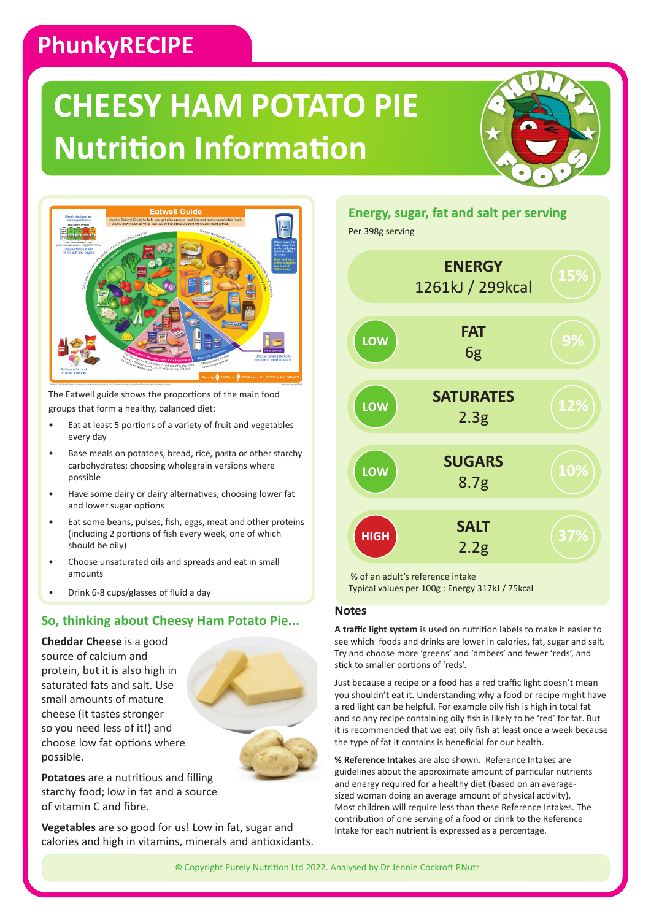# PhunkyRECIPE

# CHEESY HAM POTATO PIE Nutrition Information

The Eatwell guide shows the proportions of the main food groups that form a healthy, balanced diet:

- Eat at least 5 portions of a variety of fruit and vegetables every day
- Base meals on potatoes, bread, rice, pasta or other starchy carbohydrates; choosing wholegrain versions where possible
- Have some dairy or dairy alternatives; choosing lower fat and lower sugar options
- Eat some beans, pulses, fish, eggs, meat and other proteins (including 2 portions of fish every week, one of which should be oily)
- Choose unsaturated oils and spreads and eat in small amounts
- Drink 6-8 cups/glasses of fluid a day

## So, thinking about Cheesy Ham Potato Pie...

**Cheddar Cheese** is a good source of calcium and protein, but it is also high in saturated fats and salt. Use small amounts of mature cheese (it tastes stronger so you need less of it!) and choose low fat options where possible.

**Potatoes** are a nutritious and filling starchy food; low in fat and a source of vitamin C and fibre.

**Vegetables** are so good for us! Low in fat, sugar and calories and high in vitamins, minerals and antioxidants.

## Energy, sugar, fat and salt per serving

Per 398g serving

| Traffic light | Nutrient | Amount | % RI |
|---|---|---|---|
| | ENERGY | 1261kJ / 299kcal | 15% |
| LOW | FAT | 6g | 9% |
| LOW | SATURATES | 2.3g | 12% |
| LOW | SUGARS | 8.7g | 10% |
| HIGH | SALT | 2.2g | 37% |

% of an adult's reference intake
Typical values per 100g : Energy 317kJ / 75kcal

## Notes

**A traffic light system** is used on nutrition labels to make it easier to see which foods and drinks are lower in calories, fat, sugar and salt. Try and choose more 'greens' and 'ambers' and fewer 'reds', and stick to smaller portions of 'reds'.

Just because a recipe or a food has a red traffic light doesn't mean you shouldn't eat it. Understanding why a food or recipe might have a red light can be helpful. For example oily fish is high in total fat and so any recipe containing oily fish is likely to be 'red' for fat. But it is recommended that we eat oily fish at least once a week because the type of fat it contains is beneficial for our health.

**% Reference Intakes** are also shown. Reference Intakes are guidelines about the approximate amount of particular nutrients and energy required for a healthy diet (based on an average-sized woman doing an average amount of physical activity). Most children will require less than these Reference Intakes. The contribution of one serving of a food or drink to the Reference Intake for each nutrient is expressed as a percentage.

© Copyright Purely Nutrition Ltd 2022. Analysed by Dr Jennie Cockroft RNutr